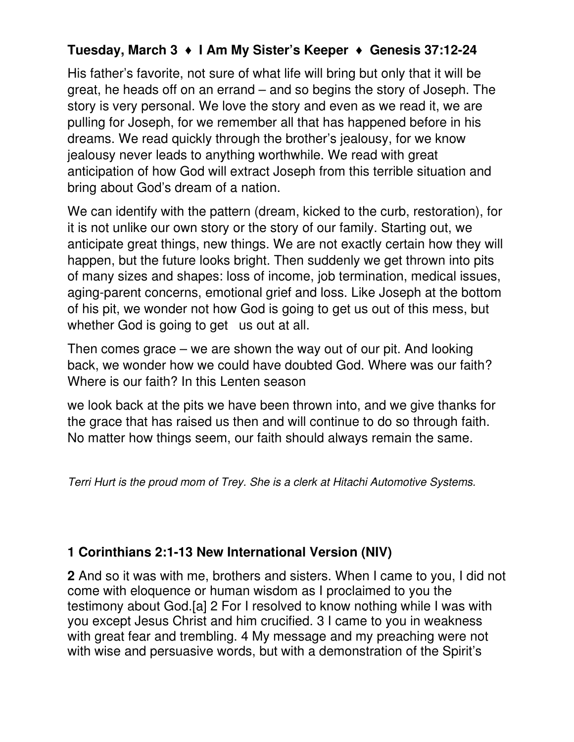**Tuesday, March 3 ♦ I Am My Sister's Keeper ♦ Genesis 37:12-24**

His father's favorite, not sure of what life will bring but only that it will be great, he heads off on an errand – and so begins the story of Joseph. The story is very personal. We love the story and even as we read it, we are pulling for Joseph, for we remember all that has happened before in his dreams. We read quickly through the brother's jealousy, for we know jealousy never leads to anything worthwhile. We read with great anticipation of how God will extract Joseph from this terrible situation and bring about God's dream of a nation.

We can identify with the pattern (dream, kicked to the curb, restoration), for it is not unlike our own story or the story of our family. Starting out, we anticipate great things, new things. We are not exactly certain how they will happen, but the future looks bright. Then suddenly we get thrown into pits of many sizes and shapes: loss of income, job termination, medical issues, aging-parent concerns, emotional grief and loss. Like Joseph at the bottom of his pit, we wonder not how God is going to get us out of this mess, but whether God is going to get us out at all.

Then comes grace – we are shown the way out of our pit. And looking back, we wonder how we could have doubted God. Where was our faith? Where is our faith? In this Lenten season

we look back at the pits we have been thrown into, and we give thanks for the grace that has raised us then and will continue to do so through faith. No matter how things seem, our faith should always remain the same.

*Terri Hurt is the proud mom of Trey. She is a clerk at Hitachi Automotive Systems.*

**1 Corinthians 2:1-13 New International Version (NIV)**

**2** And so it was with me, brothers and sisters. When I came to you, I did not come with eloquence or human wisdom as I proclaimed to you the testimony about God.[a] 2 For I resolved to know nothing while I was with you except Jesus Christ and him crucified. 3 I came to you in weakness with great fear and trembling. 4 My message and my preaching were not with wise and persuasive words, but with a demonstration of the Spirit's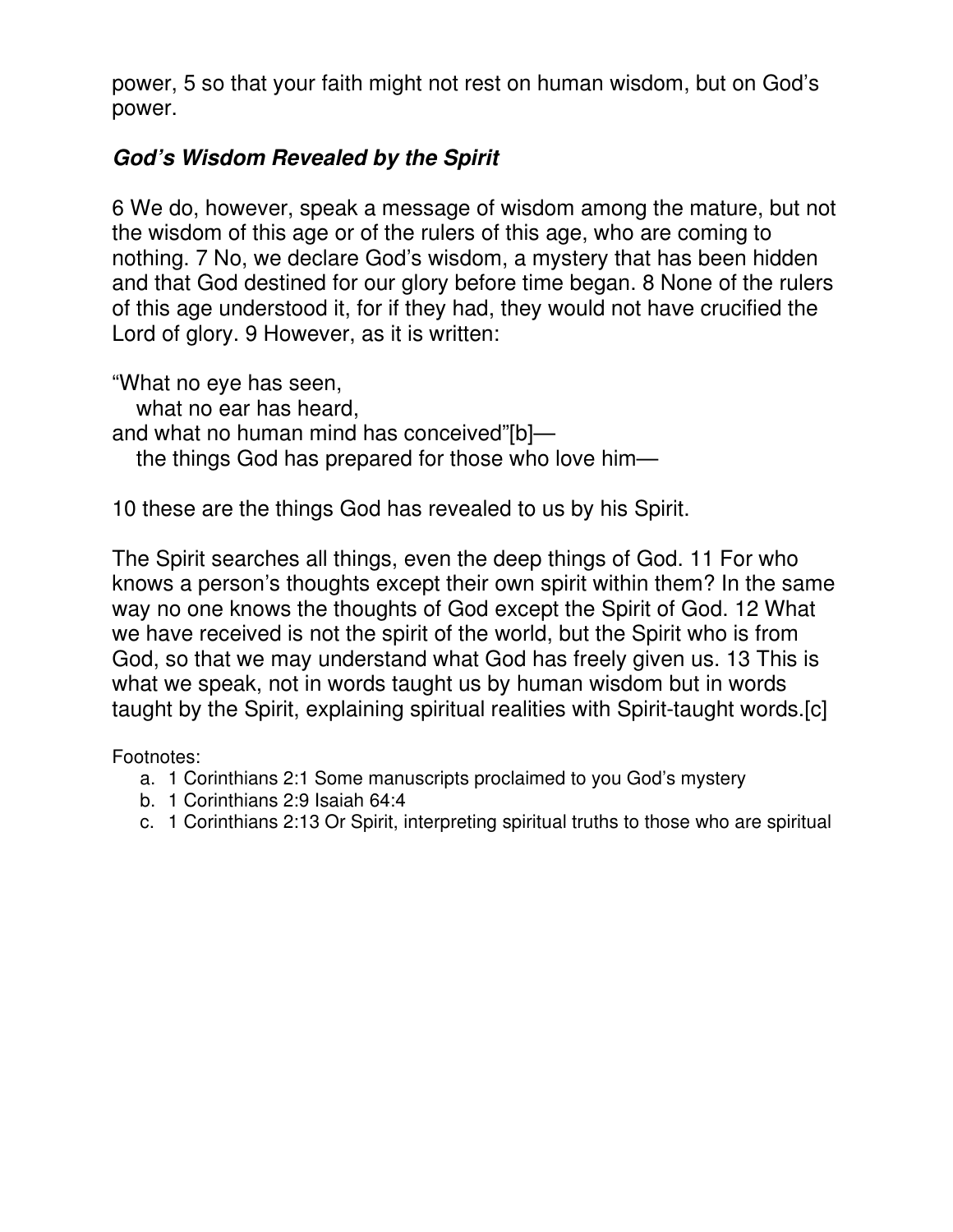power, 5 so that your faith might not rest on human wisdom, but on God's power.

### ***God's Wisdom Revealed by the Spirit***

6 We do, however, speak a message of wisdom among the mature, but not the wisdom of this age or of the rulers of this age, who are coming to nothing. 7 No, we declare God's wisdom, a mystery that has been hidden and that God destined for our glory before time began. 8 None of the rulers of this age understood it, for if they had, they would not have crucified the Lord of glory. 9 However, as it is written:

"What no eye has seen,  
   what no ear has heard,  
and what no human mind has conceived"[b]—  
   the things God has prepared for those who love him—

10 these are the things God has revealed to us by his Spirit.

The Spirit searches all things, even the deep things of God. 11 For who knows a person's thoughts except their own spirit within them? In the same way no one knows the thoughts of God except the Spirit of God. 12 What we have received is not the spirit of the world, but the Spirit who is from God, so that we may understand what God has freely given us. 13 This is what we speak, not in words taught us by human wisdom but in words taught by the Spirit, explaining spiritual realities with Spirit-taught words.[c]

Footnotes:

a. 1 Corinthians 2:1 Some manuscripts proclaimed to you God's mystery
b. 1 Corinthians 2:9 Isaiah 64:4
c. 1 Corinthians 2:13 Or Spirit, interpreting spiritual truths to those who are spiritual